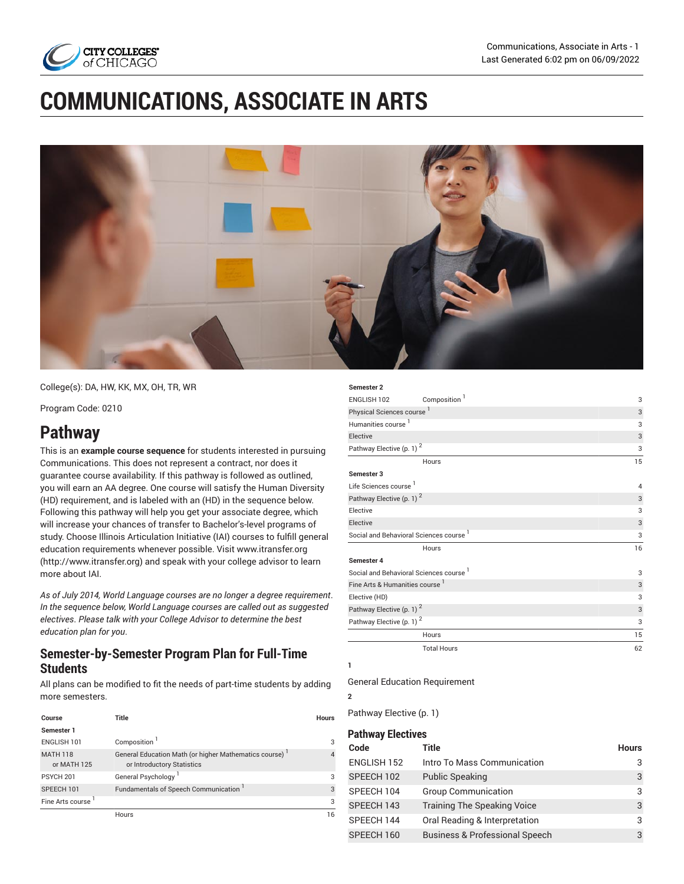# COMMUNICATIONS, ASSOCIATE IN ARTS

College(s): DA, HW, KK, MX, OH, TR, WR

Program Code: 0210

## Pathway

This is an **example course sequence** for students interested in pursuing Communications. This does not represent a contract, nor does it guarantee course availability. If this pathway is followed as outlined, you will earn an AA degree. One course will satisfy the Human Diversity (HD) requirement, and is labeled with an (HD) in the sequence below. Following this pathway will help you get your associate degree, which will increase your chances of transfer to Bachelor's-level programs of study. Choose Illinois Articulation Initiative (IAI) courses to fulfill general education requirements whenever possible. Visit www.itransfer.org (http://www.itransfer.org) and speak with your college advisor to learn more about IAI.

*As of July 2014, World Language courses are no longer a degree requirement. In the sequence below, World Language courses are called out as suggested electives. Please talk with your College Advisor to determine the best education plan for you.*

### Semester-by-Semester Program Plan for Full-Time Students

All plans can be modified to fit the needs of part-time students by adding more semesters.

| Course | Title | Hours |
|---|---|---|
| **Semester 1** | | |
| ENGLISH 101 | Composition [1] | 3 |
| MATH 118 or MATH 125 | General Education Math (or higher Mathematics course) [1] or Introductory Statistics | 4 |
| PSYCH 201 | General Psychology [1] | 3 |
| SPEECH 101 | Fundamentals of Speech Communication [1] | 3 |
| Fine Arts course [1] | | 3 |
| | Hours | 16 |
| **Semester 2** | | |
| ENGLISH 102 | Composition [1] | 3 |
| Physical Sciences course [1] | | 3 |
| Humanities course [1] | | 3 |
| Elective | | 3 |
| Pathway Elective (p. 1) [2] | | 3 |
| | Hours | 15 |
| **Semester 3** | | |
| Life Sciences course [1] | | 4 |
| Pathway Elective (p. 1) [2] | | 3 |
| Elective | | 3 |
| Elective | | 3 |
| Social and Behavioral Sciences course [1] | | 3 |
| | Hours | 16 |
| **Semester 4** | | |
| Social and Behavioral Sciences course [1] | | 3 |
| Fine Arts & Humanities course [1] | | 3 |
| Elective (HD) | | 3 |
| Pathway Elective (p. 1) [2] | | 3 |
| Pathway Elective (p. 1) [2] | | 3 |
| | Hours | 15 |
| | Total Hours | 62 |

**1**

General Education Requirement

**2**

Pathway Elective (p. 1)

### Pathway Electives

| Code | Title | Hours |
|---|---|---|
| ENGLISH 152 | Intro To Mass Communication | 3 |
| SPEECH 102 | Public Speaking | 3 |
| SPEECH 104 | Group Communication | 3 |
| SPEECH 143 | Training The Speaking Voice | 3 |
| SPEECH 144 | Oral Reading & Interpretation | 3 |
| SPEECH 160 | Business & Professional Speech | 3 |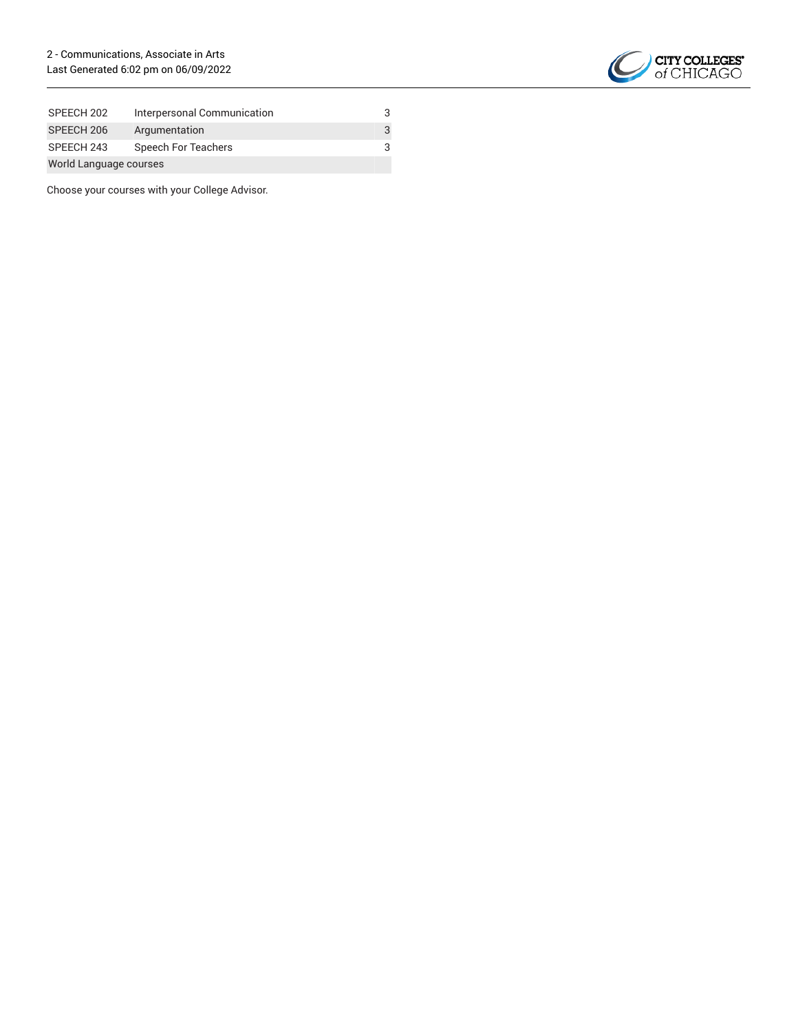| | | |
|---|---|---|
| SPEECH 202 | Interpersonal Communication | 3 |
| SPEECH 206 | Argumentation | 3 |
| SPEECH 243 | Speech For Teachers | 3 |
| World Language courses | | |

Choose your courses with your College Advisor.